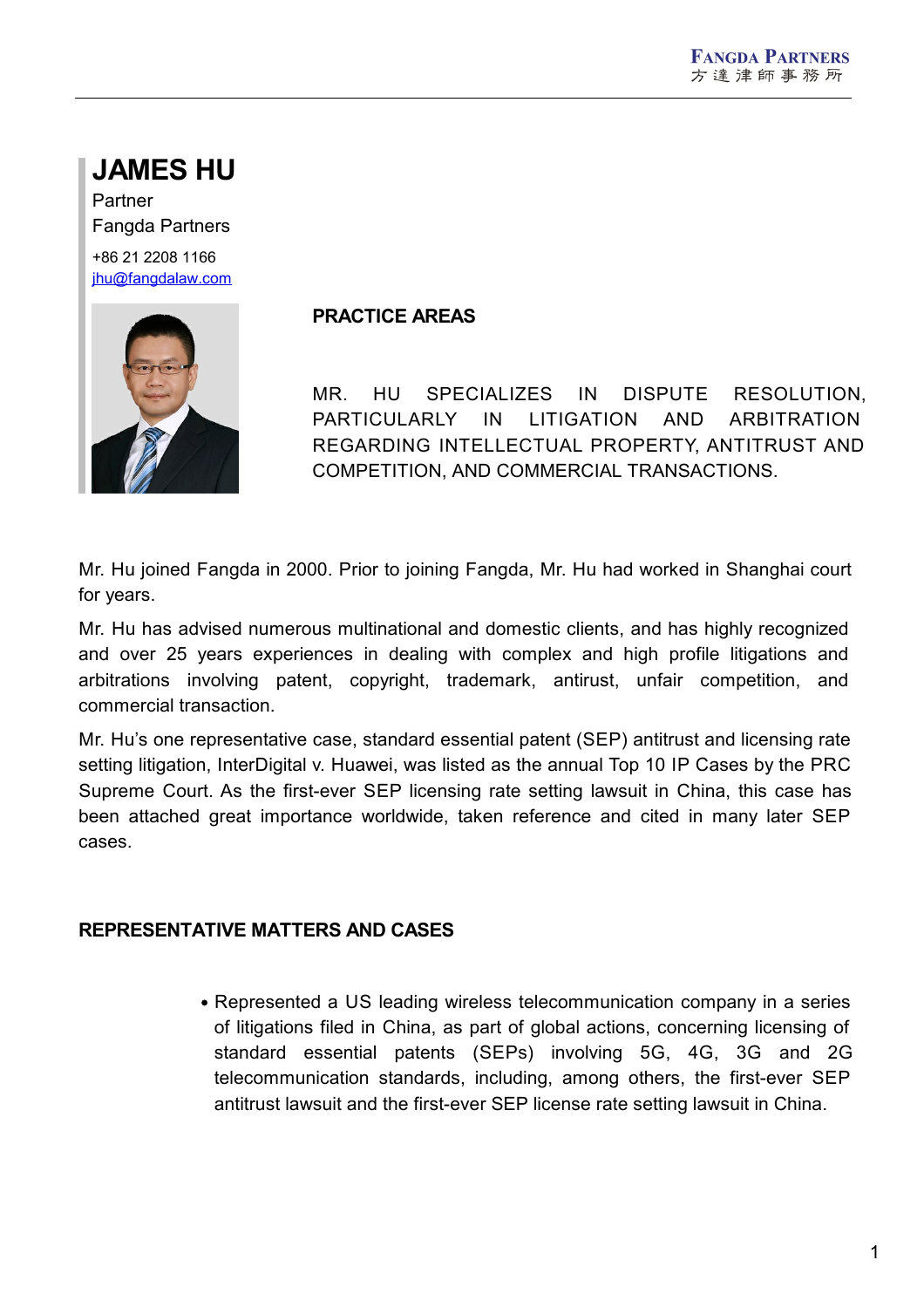# JAMES HU

Partner

Fangda Partners

+86 21 2208 1166

jhu@fangdalaw.com

## PRACTICE AREAS

MR. HU SPECIALIZES IN DISPUTE RESOLUTION, PARTICULARLY IN LITIGATION AND ARBITRATION REGARDING INTELLECTUAL PROPERTY, ANTITRUST AND COMPETITION, AND COMMERCIAL TRANSACTIONS.

Mr. Hu joined Fangda in 2000. Prior to joining Fangda, Mr. Hu had worked in Shanghai court for years.

Mr. Hu has advised numerous multinational and domestic clients, and has highly recognized and over 25 years experiences in dealing with complex and high profile litigations and arbitrations involving patent, copyright, trademark, antirust, unfair competition, and commercial transaction.

Mr. Hu's one representative case, standard essential patent (SEP) antitrust and licensing rate setting litigation, InterDigital v. Huawei, was listed as the annual Top 10 IP Cases by the PRC Supreme Court. As the first-ever SEP licensing rate setting lawsuit in China, this case has been attached great importance worldwide, taken reference and cited in many later SEP cases.

## REPRESENTATIVE MATTERS AND CASES

- Represented a US leading wireless telecommunication company in a series of litigations filed in China, as part of global actions, concerning licensing of standard essential patents (SEPs) involving 5G, 4G, 3G and 2G telecommunication standards, including, among others, the first-ever SEP antitrust lawsuit and the first-ever SEP license rate setting lawsuit in China.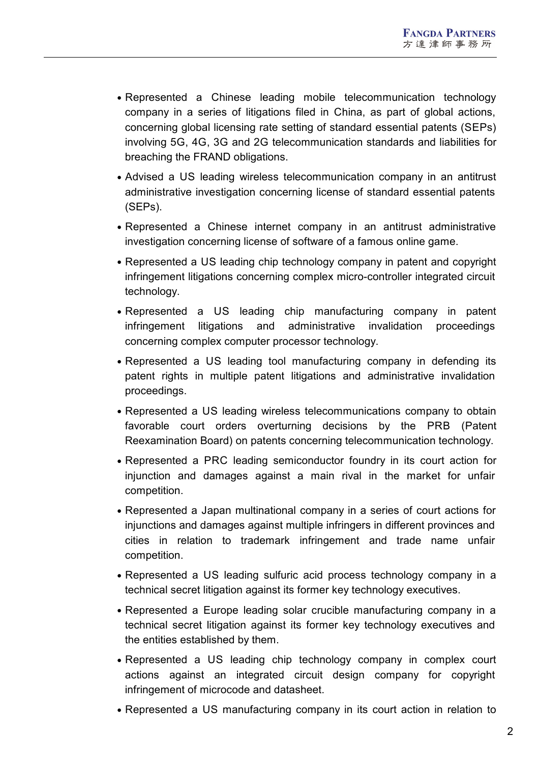- Represented a Chinese leading mobile telecommunication technology company in a series of litigations filed in China, as part of global actions, concerning global licensing rate setting of standard essential patents (SEPs) involving 5G, 4G, 3G and 2G telecommunication standards and liabilities for breaching the FRAND obligations.
- Advised a US leading wireless telecommunication company in an antitrust administrative investigation concerning license of standard essential patents (SEPs).
- Represented a Chinese internet company in an antitrust administrative investigation concerning license of software of a famous online game.
- Represented a US leading chip technology company in patent and copyright infringement litigations concerning complex micro-controller integrated circuit technology.
- Represented a US leading chip manufacturing company in patent infringement litigations and administrative invalidation proceedings concerning complex computer processor technology.
- Represented a US leading tool manufacturing company in defending its patent rights in multiple patent litigations and administrative invalidation proceedings.
- Represented a US leading wireless telecommunications company to obtain favorable court orders overturning decisions by the PRB (Patent Reexamination Board) on patents concerning telecommunication technology.
- Represented a PRC leading semiconductor foundry in its court action for injunction and damages against a main rival in the market for unfair competition.
- Represented a Japan multinational company in a series of court actions for injunctions and damages against multiple infringers in different provinces and cities in relation to trademark infringement and trade name unfair competition.
- Represented a US leading sulfuric acid process technology company in a technical secret litigation against its former key technology executives.
- Represented a Europe leading solar crucible manufacturing company in a technical secret litigation against its former key technology executives and the entities established by them.
- Represented a US leading chip technology company in complex court actions against an integrated circuit design company for copyright infringement of microcode and datasheet.
- Represented a US manufacturing company in its court action in relation to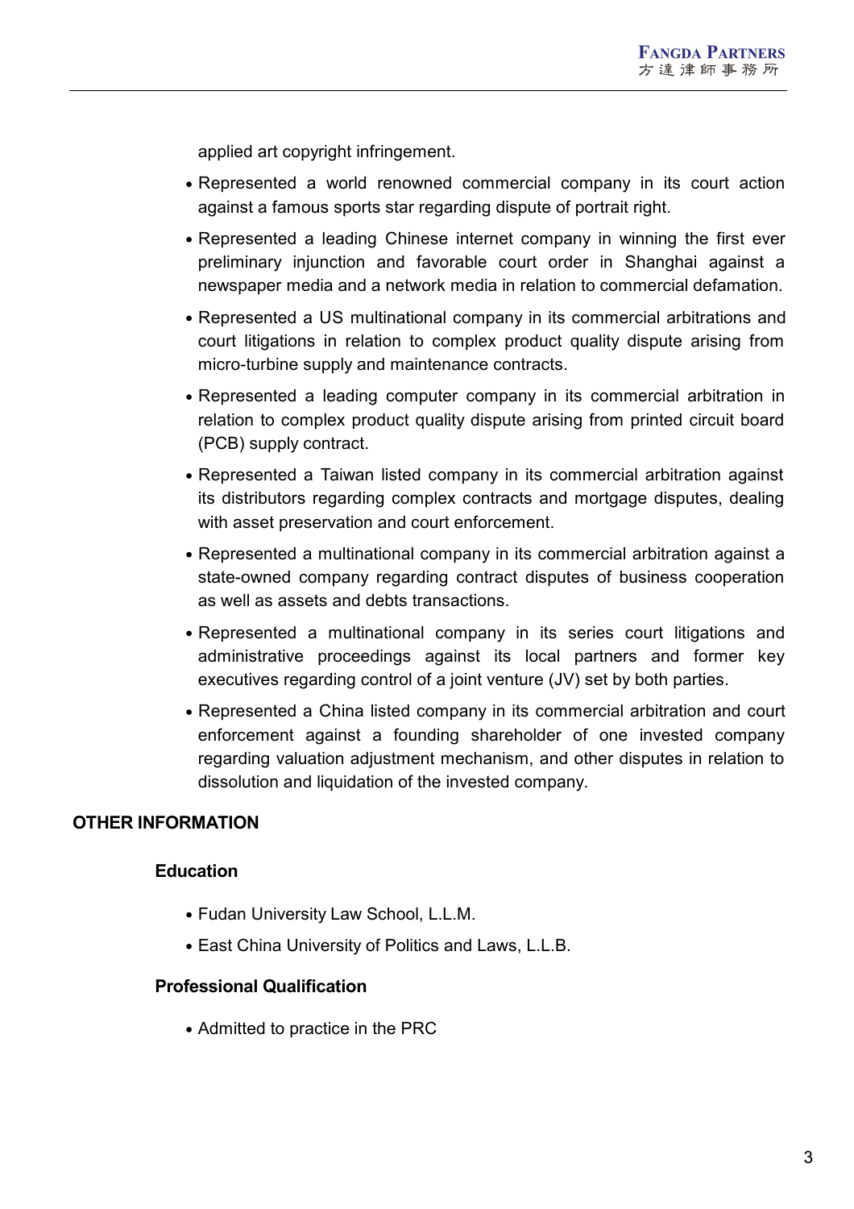applied art copyright infringement.

- Represented a world renowned commercial company in its court action against a famous sports star regarding dispute of portrait right.
- Represented a leading Chinese internet company in winning the first ever preliminary injunction and favorable court order in Shanghai against a newspaper media and a network media in relation to commercial defamation.
- Represented a US multinational company in its commercial arbitrations and court litigations in relation to complex product quality dispute arising from micro-turbine supply and maintenance contracts.
- Represented a leading computer company in its commercial arbitration in relation to complex product quality dispute arising from printed circuit board (PCB) supply contract.
- Represented a Taiwan listed company in its commercial arbitration against its distributors regarding complex contracts and mortgage disputes, dealing with asset preservation and court enforcement.
- Represented a multinational company in its commercial arbitration against a state-owned company regarding contract disputes of business cooperation as well as assets and debts transactions.
- Represented a multinational company in its series court litigations and administrative proceedings against its local partners and former key executives regarding control of a joint venture (JV) set by both parties.
- Represented a China listed company in its commercial arbitration and court enforcement against a founding shareholder of one invested company regarding valuation adjustment mechanism, and other disputes in relation to dissolution and liquidation of the invested company.

## OTHER INFORMATION

### Education

- Fudan University Law School, L.L.M.
- East China University of Politics and Laws, L.L.B.

### Professional Qualification

- Admitted to practice in the PRC